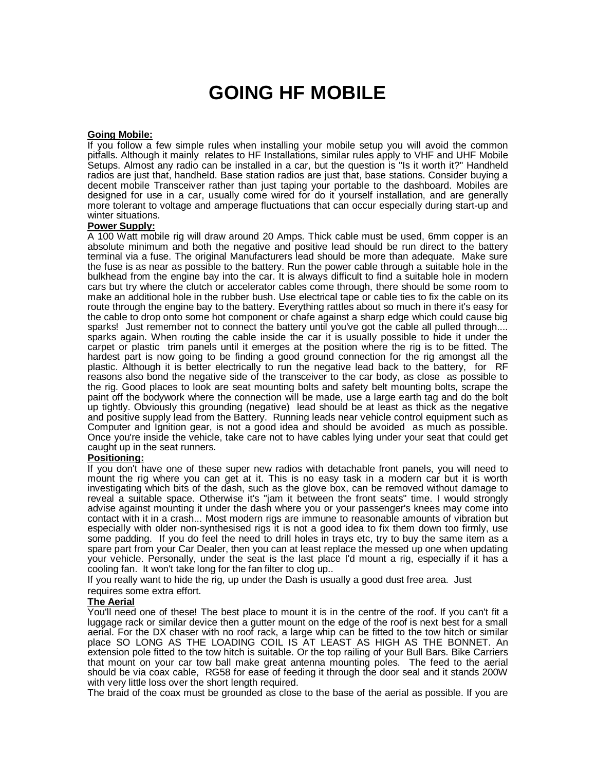# GOING HF MOBILE

**Going Mobile:**

If you follow a few simple rules when installing your mobile setup you will avoid the common pitfalls. Although it mainly relates to HF Installations, similar rules apply to VHF and UHF Mobile Setups. Almost any radio can be installed in a car, but the question is "Is it worth it?" Handheld radios are just that, handheld. Base station radios are just that, base stations. Consider buying a decent mobile Transceiver rather than just taping your portable to the dashboard. Mobiles are designed for use in a car, usually come wired for do it yourself installation, and are generally more tolerant to voltage and amperage fluctuations that can occur especially during start-up and winter situations.

**Power Supply:**

A 100 Watt mobile rig will draw around 20 Amps. Thick cable must be used, 6mm copper is an absolute minimum and both the negative and positive lead should be run direct to the battery terminal via a fuse. The original Manufacturers lead should be more than adequate. Make sure the fuse is as near as possible to the battery. Run the power cable through a suitable hole in the bulkhead from the engine bay into the car. It is always difficult to find a suitable hole in modern cars but try where the clutch or accelerator cables come through, there should be some room to make an additional hole in the rubber bush. Use electrical tape or cable ties to fix the cable on its route through the engine bay to the battery. Everything rattles about so much in there it's easy for the cable to drop onto some hot component or chafe against a sharp edge which could cause big sparks! Just remember not to connect the battery until you've got the cable all pulled through.... sparks again. When routing the cable inside the car it is usually possible to hide it under the carpet or plastic trim panels until it emerges at the position where the rig is to be fitted. The hardest part is now going to be finding a good ground connection for the rig amongst all the plastic. Although it is better electrically to run the negative lead back to the battery, for RF reasons also bond the negative side of the transceiver to the car body, as close as possible to the rig. Good places to look are seat mounting bolts and safety belt mounting bolts, scrape the paint off the bodywork where the connection will be made, use a large earth tag and do the bolt up tightly. Obviously this grounding (negative) lead should be at least as thick as the negative and positive supply lead from the Battery. Running leads near vehicle control equipment such as Computer and Ignition gear, is not a good idea and should be avoided as much as possible. Once you're inside the vehicle, take care not to have cables lying under your seat that could get caught up in the seat runners.

**Positioning:**

If you don't have one of these super new radios with detachable front panels, you will need to mount the rig where you can get at it. This is no easy task in a modern car but it is worth investigating which bits of the dash, such as the glove box, can be removed without damage to reveal a suitable space. Otherwise it's "jam it between the front seats" time. I would strongly advise against mounting it under the dash where you or your passenger's knees may come into contact with it in a crash... Most modern rigs are immune to reasonable amounts of vibration but especially with older non-synthesised rigs it is not a good idea to fix them down too firmly, use some padding. If you do feel the need to drill holes in trays etc, try to buy the same item as a spare part from your Car Dealer, then you can at least replace the messed up one when updating your vehicle. Personally, under the seat is the last place I'd mount a rig, especially if it has a cooling fan. It won't take long for the fan filter to clog up..

If you really want to hide the rig, up under the Dash is usually a good dust free area. Just requires some extra effort.

**The Aerial**

You'll need one of these! The best place to mount it is in the centre of the roof. If you can't fit a luggage rack or similar device then a gutter mount on the edge of the roof is next best for a small aerial. For the DX chaser with no roof rack, a large whip can be fitted to the tow hitch or similar place SO LONG AS THE LOADING COIL IS AT LEAST AS HIGH AS THE BONNET. An extension pole fitted to the tow hitch is suitable. Or the top railing of your Bull Bars. Bike Carriers that mount on your car tow ball make great antenna mounting poles. The feed to the aerial should be via coax cable, RG58 for ease of feeding it through the door seal and it stands 200W with very little loss over the short length required.

The braid of the coax must be grounded as close to the base of the aerial as possible. If you are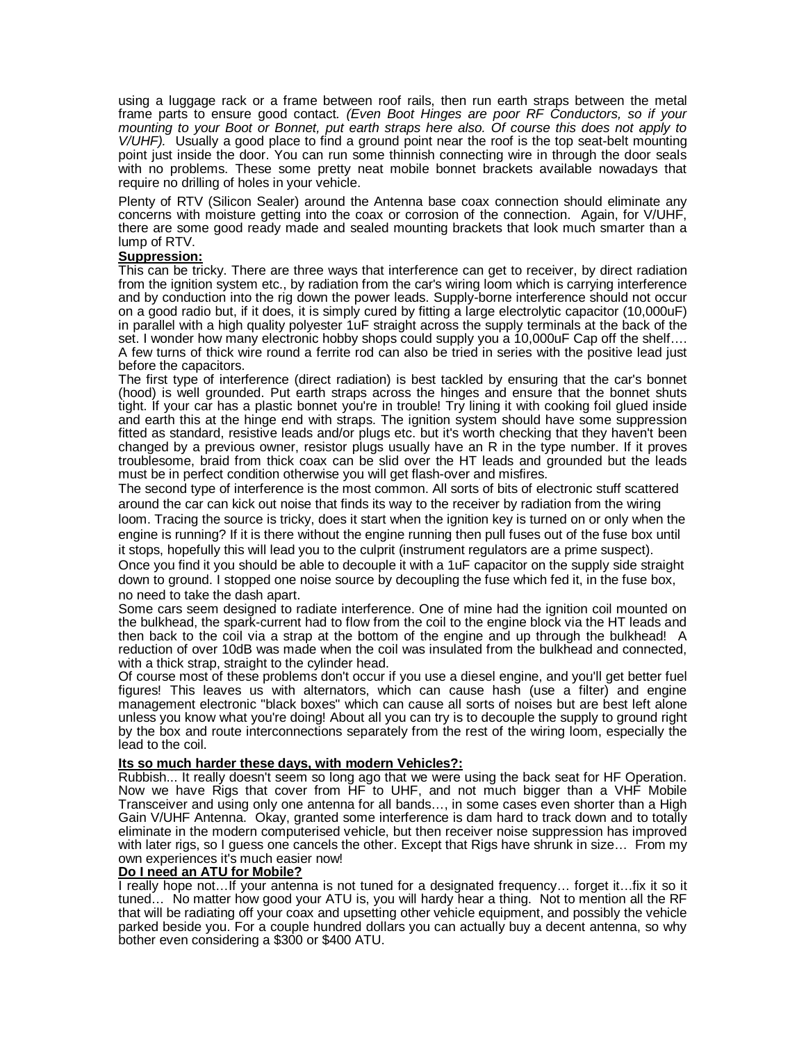using a luggage rack or a frame between roof rails, then run earth straps between the metal frame parts to ensure good contact. *(Even Boot Hinges are poor RF Conductors, so if your mounting to your Boot or Bonnet, put earth straps here also. Of course this does not apply to V/UHF).* Usually a good place to find a ground point near the roof is the top seat-belt mounting point just inside the door. You can run some thinnish connecting wire in through the door seals with no problems. These some pretty neat mobile bonnet brackets available nowadays that require no drilling of holes in your vehicle.

Plenty of RTV (Silicon Sealer) around the Antenna base coax connection should eliminate any concerns with moisture getting into the coax or corrosion of the connection. Again, for V/UHF, there are some good ready made and sealed mounting brackets that look much smarter than a lump of RTV.

**Suppression:**

This can be tricky. There are three ways that interference can get to receiver, by direct radiation from the ignition system etc., by radiation from the car's wiring loom which is carrying interference and by conduction into the rig down the power leads. Supply-borne interference should not occur on a good radio but, if it does, it is simply cured by fitting a large electrolytic capacitor (10,000uF) in parallel with a high quality polyester 1uF straight across the supply terminals at the back of the set. I wonder how many electronic hobby shops could supply you a 10,000uF Cap off the shelf…. A few turns of thick wire round a ferrite rod can also be tried in series with the positive lead just before the capacitors.

The first type of interference (direct radiation) is best tackled by ensuring that the car's bonnet (hood) is well grounded. Put earth straps across the hinges and ensure that the bonnet shuts tight. If your car has a plastic bonnet you're in trouble! Try lining it with cooking foil glued inside and earth this at the hinge end with straps. The ignition system should have some suppression fitted as standard, resistive leads and/or plugs etc. but it's worth checking that they haven't been changed by a previous owner, resistor plugs usually have an R in the type number. If it proves troublesome, braid from thick coax can be slid over the HT leads and grounded but the leads must be in perfect condition otherwise you will get flash-over and misfires.

The second type of interference is the most common. All sorts of bits of electronic stuff scattered around the car can kick out noise that finds its way to the receiver by radiation from the wiring loom. Tracing the source is tricky, does it start when the ignition key is turned on or only when the engine is running? If it is there without the engine running then pull fuses out of the fuse box until it stops, hopefully this will lead you to the culprit (instrument regulators are a prime suspect).

Once you find it you should be able to decouple it with a 1uF capacitor on the supply side straight down to ground. I stopped one noise source by decoupling the fuse which fed it, in the fuse box, no need to take the dash apart.

Some cars seem designed to radiate interference. One of mine had the ignition coil mounted on the bulkhead, the spark-current had to flow from the coil to the engine block via the HT leads and then back to the coil via a strap at the bottom of the engine and up through the bulkhead! A reduction of over 10dB was made when the coil was insulated from the bulkhead and connected, with a thick strap, straight to the cylinder head.

Of course most of these problems don't occur if you use a diesel engine, and you'll get better fuel figures! This leaves us with alternators, which can cause hash (use a filter) and engine management electronic "black boxes" which can cause all sorts of noises but are best left alone unless you know what you're doing! About all you can try is to decouple the supply to ground right by the box and route interconnections separately from the rest of the wiring loom, especially the lead to the coil.

**Its so much harder these days, with modern Vehicles?:**

Rubbish... It really doesn't seem so long ago that we were using the back seat for HF Operation. Now we have Rigs that cover from HF to UHF, and not much bigger than a VHF Mobile Transceiver and using only one antenna for all bands…, in some cases even shorter than a High Gain V/UHF Antenna. Okay, granted some interference is dam hard to track down and to totally eliminate in the modern computerised vehicle, but then receiver noise suppression has improved with later rigs, so I guess one cancels the other. Except that Rigs have shrunk in size… From my own experiences it's much easier now!

**Do I need an ATU for Mobile?**

I really hope not…If your antenna is not tuned for a designated frequency… forget it…fix it so it tuned… No matter how good your ATU is, you will hardy hear a thing. Not to mention all the RF that will be radiating off your coax and upsetting other vehicle equipment, and possibly the vehicle parked beside you. For a couple hundred dollars you can actually buy a decent antenna, so why bother even considering a $300 or $400 ATU.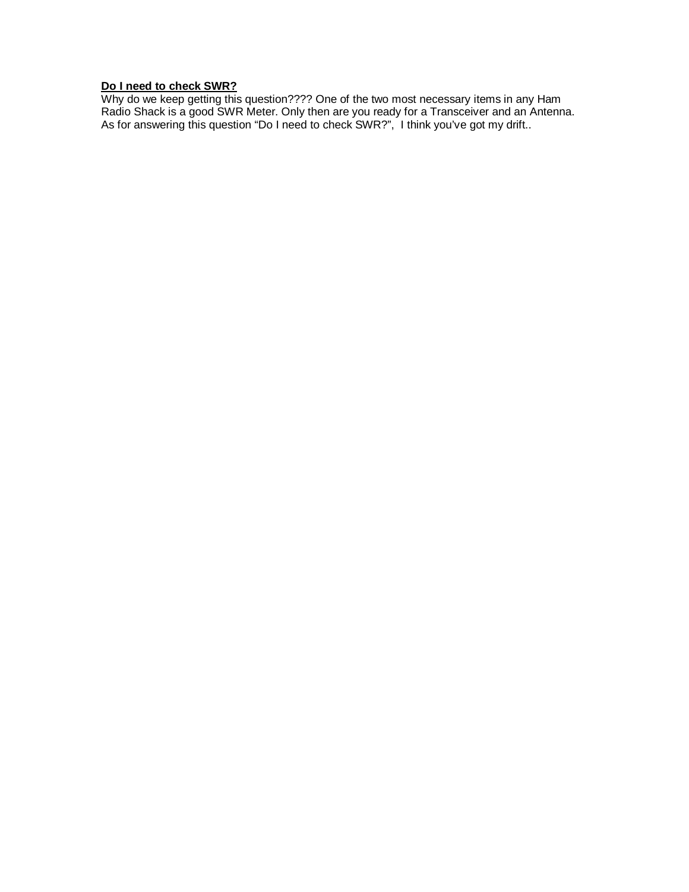**Do I need to check SWR?**

Why do we keep getting this question???? One of the two most necessary items in any Ham Radio Shack is a good SWR Meter. Only then are you ready for a Transceiver and an Antenna. As for answering this question "Do I need to check SWR?", I think you've got my drift..